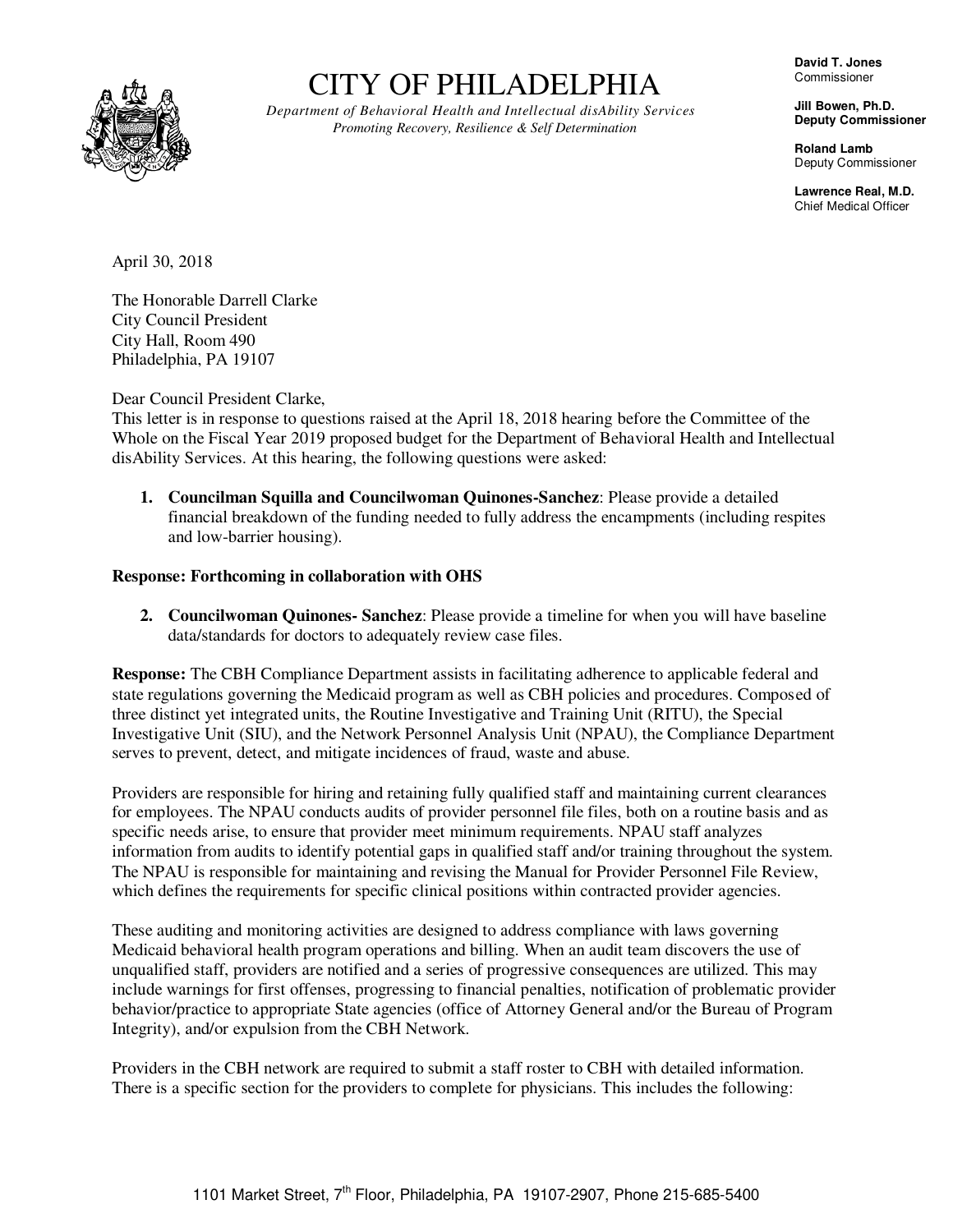# CITY OF PHILADELPHIA

*Department of Behavioral Health and Intellectual disAbility Services*
*Promoting Recovery, Resilience & Self Determination*

**David T. Jones**
Commissioner

**Jill Bowen, Ph.D.**
**Deputy Commissioner**

**Roland Lamb**
Deputy Commissioner

**Lawrence Real, M.D.**
Chief Medical Officer

April 30, 2018

The Honorable Darrell Clarke
City Council President
City Hall, Room 490
Philadelphia, PA 19107

Dear Council President Clarke,

This letter is in response to questions raised at the April 18, 2018 hearing before the Committee of the Whole on the Fiscal Year 2019 proposed budget for the Department of Behavioral Health and Intellectual disAbility Services. At this hearing, the following questions were asked:

1. **Councilman Squilla and Councilwoman Quinones-Sanchez**: Please provide a detailed financial breakdown of the funding needed to fully address the encampments (including respites and low-barrier housing).

**Response: Forthcoming in collaboration with OHS**

2. **Councilwoman Quinones- Sanchez**: Please provide a timeline for when you will have baseline data/standards for doctors to adequately review case files.

**Response:** The CBH Compliance Department assists in facilitating adherence to applicable federal and state regulations governing the Medicaid program as well as CBH policies and procedures. Composed of three distinct yet integrated units, the Routine Investigative and Training Unit (RITU), the Special Investigative Unit (SIU), and the Network Personnel Analysis Unit (NPAU), the Compliance Department serves to prevent, detect, and mitigate incidences of fraud, waste and abuse.

Providers are responsible for hiring and retaining fully qualified staff and maintaining current clearances for employees. The NPAU conducts audits of provider personnel file files, both on a routine basis and as specific needs arise, to ensure that provider meet minimum requirements. NPAU staff analyzes information from audits to identify potential gaps in qualified staff and/or training throughout the system. The NPAU is responsible for maintaining and revising the Manual for Provider Personnel File Review, which defines the requirements for specific clinical positions within contracted provider agencies.

These auditing and monitoring activities are designed to address compliance with laws governing Medicaid behavioral health program operations and billing. When an audit team discovers the use of unqualified staff, providers are notified and a series of progressive consequences are utilized. This may include warnings for first offenses, progressing to financial penalties, notification of problematic provider behavior/practice to appropriate State agencies (office of Attorney General and/or the Bureau of Program Integrity), and/or expulsion from the CBH Network.

Providers in the CBH network are required to submit a staff roster to CBH with detailed information. There is a specific section for the providers to complete for physicians. This includes the following:

1101 Market Street, 7th Floor, Philadelphia, PA 19107-2907, Phone 215-685-5400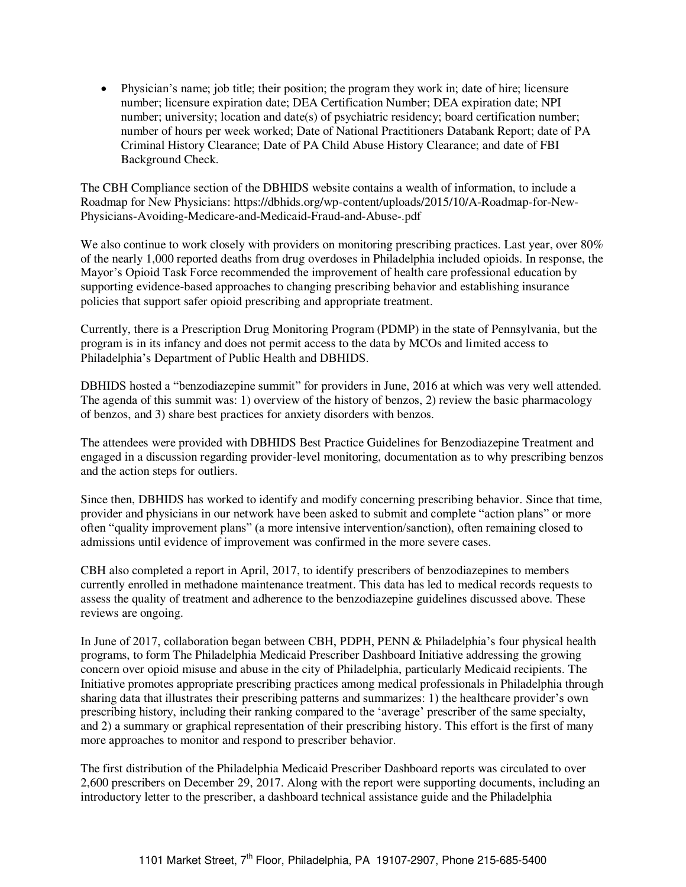- Physician's name; job title; their position; the program they work in; date of hire; licensure number; licensure expiration date; DEA Certification Number; DEA expiration date; NPI number; university; location and date(s) of psychiatric residency; board certification number; number of hours per week worked; Date of National Practitioners Databank Report; date of PA Criminal History Clearance; Date of PA Child Abuse History Clearance; and date of FBI Background Check.

The CBH Compliance section of the DBHIDS website contains a wealth of information, to include a Roadmap for New Physicians: https://dbhids.org/wp-content/uploads/2015/10/A-Roadmap-for-New-Physicians-Avoiding-Medicare-and-Medicaid-Fraud-and-Abuse-.pdf

We also continue to work closely with providers on monitoring prescribing practices. Last year, over 80% of the nearly 1,000 reported deaths from drug overdoses in Philadelphia included opioids. In response, the Mayor's Opioid Task Force recommended the improvement of health care professional education by supporting evidence-based approaches to changing prescribing behavior and establishing insurance policies that support safer opioid prescribing and appropriate treatment.

Currently, there is a Prescription Drug Monitoring Program (PDMP) in the state of Pennsylvania, but the program is in its infancy and does not permit access to the data by MCOs and limited access to Philadelphia's Department of Public Health and DBHIDS.

DBHIDS hosted a "benzodiazepine summit" for providers in June, 2016 at which was very well attended. The agenda of this summit was: 1) overview of the history of benzos, 2) review the basic pharmacology of benzos, and 3) share best practices for anxiety disorders with benzos.

The attendees were provided with DBHIDS Best Practice Guidelines for Benzodiazepine Treatment and engaged in a discussion regarding provider-level monitoring, documentation as to why prescribing benzos and the action steps for outliers.

Since then, DBHIDS has worked to identify and modify concerning prescribing behavior. Since that time, provider and physicians in our network have been asked to submit and complete "action plans" or more often "quality improvement plans" (a more intensive intervention/sanction), often remaining closed to admissions until evidence of improvement was confirmed in the more severe cases.

CBH also completed a report in April, 2017, to identify prescribers of benzodiazepines to members currently enrolled in methadone maintenance treatment. This data has led to medical records requests to assess the quality of treatment and adherence to the benzodiazepine guidelines discussed above. These reviews are ongoing.

In June of 2017, collaboration began between CBH, PDPH, PENN & Philadelphia's four physical health programs, to form The Philadelphia Medicaid Prescriber Dashboard Initiative addressing the growing concern over opioid misuse and abuse in the city of Philadelphia, particularly Medicaid recipients. The Initiative promotes appropriate prescribing practices among medical professionals in Philadelphia through sharing data that illustrates their prescribing patterns and summarizes: 1) the healthcare provider's own prescribing history, including their ranking compared to the 'average' prescriber of the same specialty, and 2) a summary or graphical representation of their prescribing history. This effort is the first of many more approaches to monitor and respond to prescriber behavior.

The first distribution of the Philadelphia Medicaid Prescriber Dashboard reports was circulated to over 2,600 prescribers on December 29, 2017. Along with the report were supporting documents, including an introductory letter to the prescriber, a dashboard technical assistance guide and the Philadelphia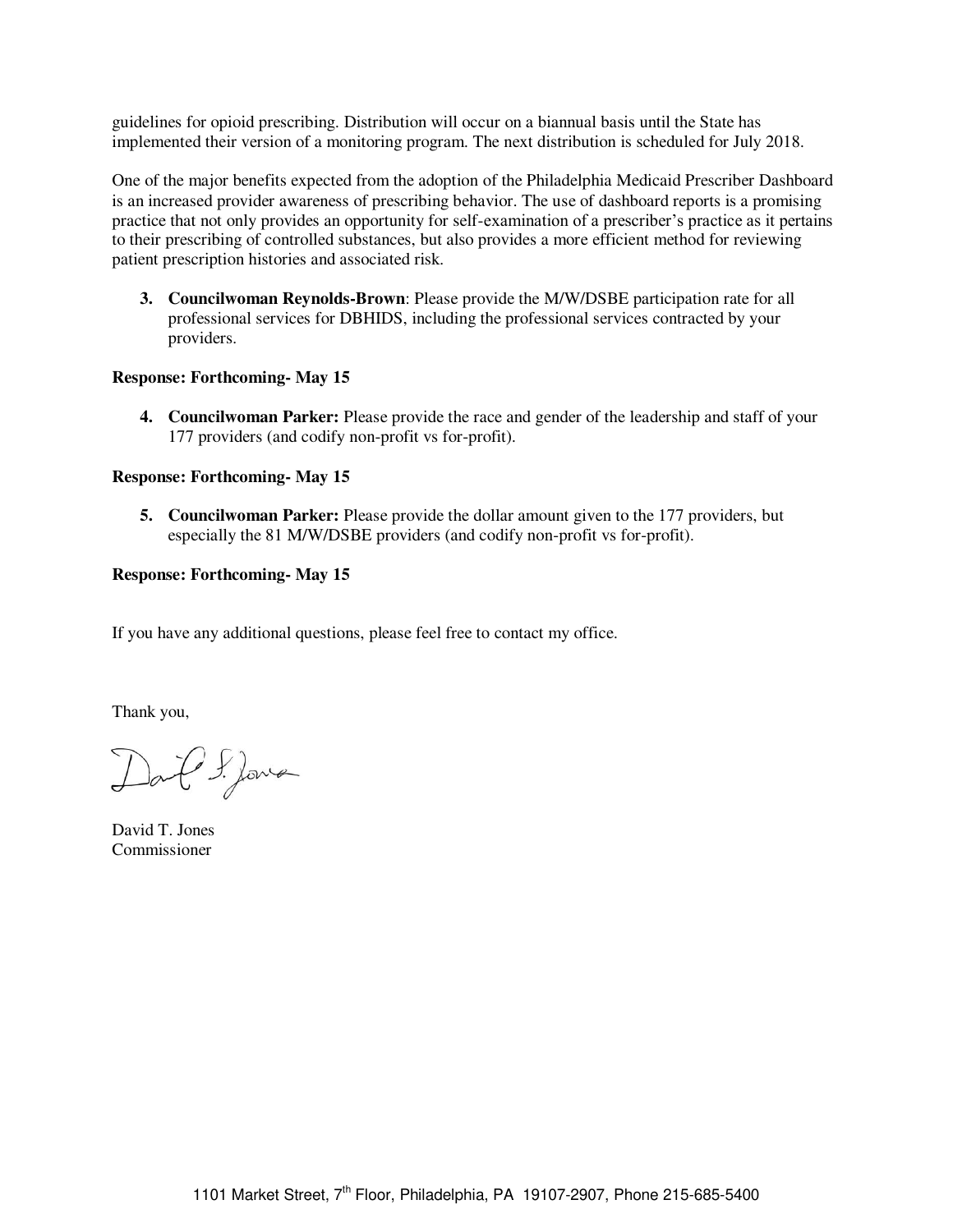guidelines for opioid prescribing. Distribution will occur on a biannual basis until the State has implemented their version of a monitoring program. The next distribution is scheduled for July 2018.

One of the major benefits expected from the adoption of the Philadelphia Medicaid Prescriber Dashboard is an increased provider awareness of prescribing behavior. The use of dashboard reports is a promising practice that not only provides an opportunity for self-examination of a prescriber's practice as it pertains to their prescribing of controlled substances, but also provides a more efficient method for reviewing patient prescription histories and associated risk.

3. **Councilwoman Reynolds-Brown**: Please provide the M/W/DSBE participation rate for all professional services for DBHIDS, including the professional services contracted by your providers.

**Response: Forthcoming- May 15**

4. **Councilwoman Parker:** Please provide the race and gender of the leadership and staff of your 177 providers (and codify non-profit vs for-profit).

**Response: Forthcoming- May 15**

5. **Councilwoman Parker:** Please provide the dollar amount given to the 177 providers, but especially the 81 M/W/DSBE providers (and codify non-profit vs for-profit).

**Response: Forthcoming- May 15**

If you have any additional questions, please feel free to contact my office.

Thank you,

David T. Jones
Commissioner

1101 Market Street, 7th Floor, Philadelphia, PA 19107-2907, Phone 215-685-5400